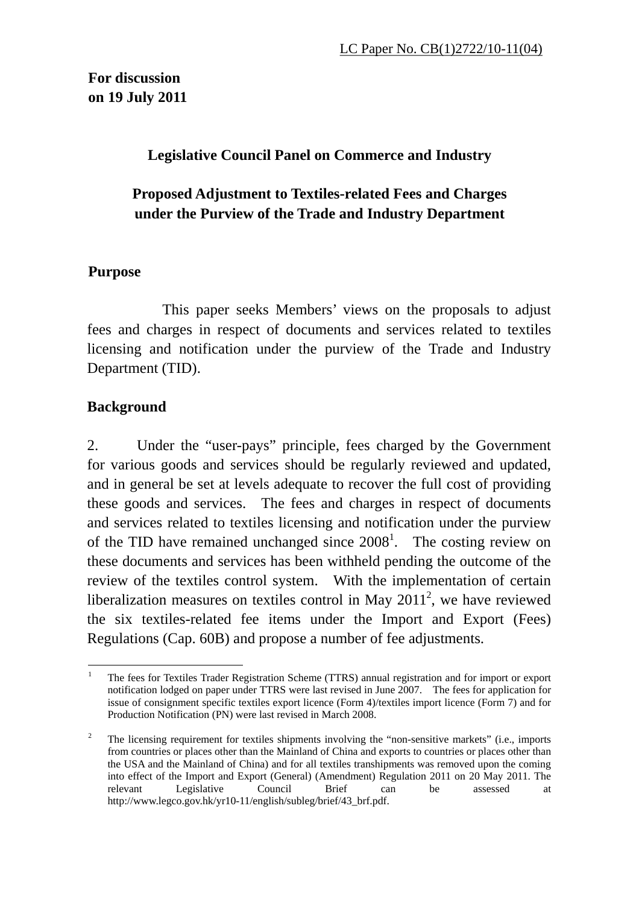LC Paper No. CB(1)2722/10-11(04)

**For discussion**
**on 19 July 2011**

**Legislative Council Panel on Commerce and Industry**

**Proposed Adjustment to Textiles-related Fees and Charges under the Purview of the Trade and Industry Department**

## Purpose

This paper seeks Members' views on the proposals to adjust fees and charges in respect of documents and services related to textiles licensing and notification under the purview of the Trade and Industry Department (TID).

## Background

2. Under the "user-pays" principle, fees charged by the Government for various goods and services should be regularly reviewed and updated, and in general be set at levels adequate to recover the full cost of providing these goods and services. The fees and charges in respect of documents and services related to textiles licensing and notification under the purview of the TID have remained unchanged since 2008[1]. The costing review on these documents and services has been withheld pending the outcome of the review of the textiles control system. With the implementation of certain liberalization measures on textiles control in May 2011[2], we have reviewed the six textiles-related fee items under the Import and Export (Fees) Regulations (Cap. 60B) and propose a number of fee adjustments.

---

[1] The fees for Textiles Trader Registration Scheme (TTRS) annual registration and for import or export notification lodged on paper under TTRS were last revised in June 2007. The fees for application for issue of consignment specific textiles export licence (Form 4)/textiles import licence (Form 7) and for Production Notification (PN) were last revised in March 2008.

[2] The licensing requirement for textiles shipments involving the "non-sensitive markets" (i.e., imports from countries or places other than the Mainland of China and exports to countries or places other than the USA and the Mainland of China) and for all textiles transhipments was removed upon the coming into effect of the Import and Export (General) (Amendment) Regulation 2011 on 20 May 2011. The relevant Legislative Council Brief can be assessed at http://www.legco.gov.hk/yr10-11/english/subleg/brief/43_brf.pdf.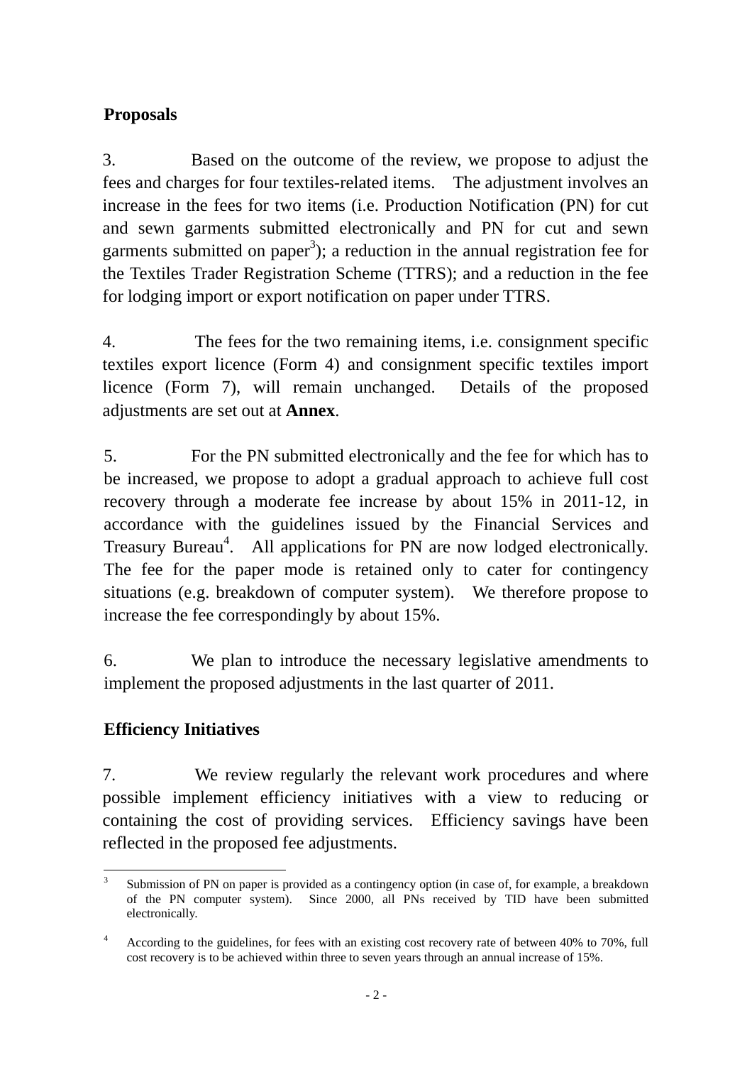## Proposals

3. Based on the outcome of the review, we propose to adjust the fees and charges for four textiles-related items. The adjustment involves an increase in the fees for two items (i.e. Production Notification (PN) for cut and sewn garments submitted electronically and PN for cut and sewn garments submitted on paper[3]); a reduction in the annual registration fee for the Textiles Trader Registration Scheme (TTRS); and a reduction in the fee for lodging import or export notification on paper under TTRS.

4. The fees for the two remaining items, i.e. consignment specific textiles export licence (Form 4) and consignment specific textiles import licence (Form 7), will remain unchanged. Details of the proposed adjustments are set out at **Annex**.

5. For the PN submitted electronically and the fee for which has to be increased, we propose to adopt a gradual approach to achieve full cost recovery through a moderate fee increase by about 15% in 2011-12, in accordance with the guidelines issued by the Financial Services and Treasury Bureau[4]. All applications for PN are now lodged electronically. The fee for the paper mode is retained only to cater for contingency situations (e.g. breakdown of computer system). We therefore propose to increase the fee correspondingly by about 15%.

6. We plan to introduce the necessary legislative amendments to implement the proposed adjustments in the last quarter of 2011.

## Efficiency Initiatives

7. We review regularly the relevant work procedures and where possible implement efficiency initiatives with a view to reducing or containing the cost of providing services. Efficiency savings have been reflected in the proposed fee adjustments.

---

[3] Submission of PN on paper is provided as a contingency option (in case of, for example, a breakdown of the PN computer system). Since 2000, all PNs received by TID have been submitted electronically.

[4] According to the guidelines, for fees with an existing cost recovery rate of between 40% to 70%, full cost recovery is to be achieved within three to seven years through an annual increase of 15%.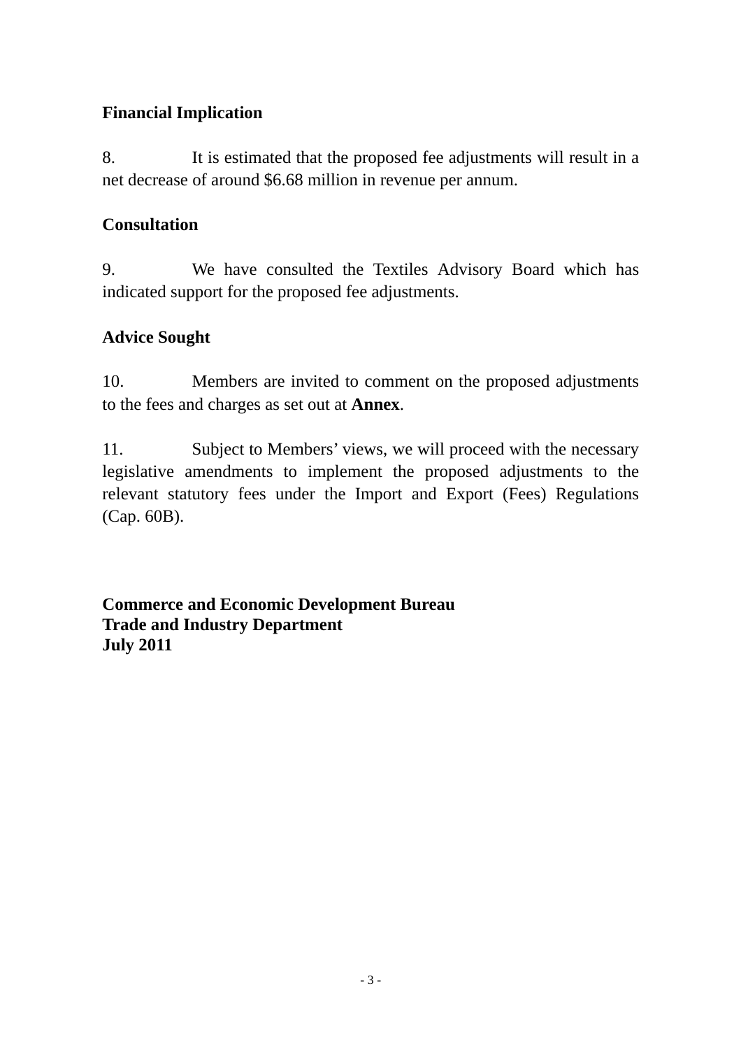**Financial Implication**

8. It is estimated that the proposed fee adjustments will result in a net decrease of around $6.68 million in revenue per annum.

**Consultation**

9. We have consulted the Textiles Advisory Board which has indicated support for the proposed fee adjustments.

**Advice Sought**

10. Members are invited to comment on the proposed adjustments to the fees and charges as set out at **Annex**.

11. Subject to Members' views, we will proceed with the necessary legislative amendments to implement the proposed adjustments to the relevant statutory fees under the Import and Export (Fees) Regulations (Cap. 60B).

**Commerce and Economic Development Bureau**
**Trade and Industry Department**
**July 2011**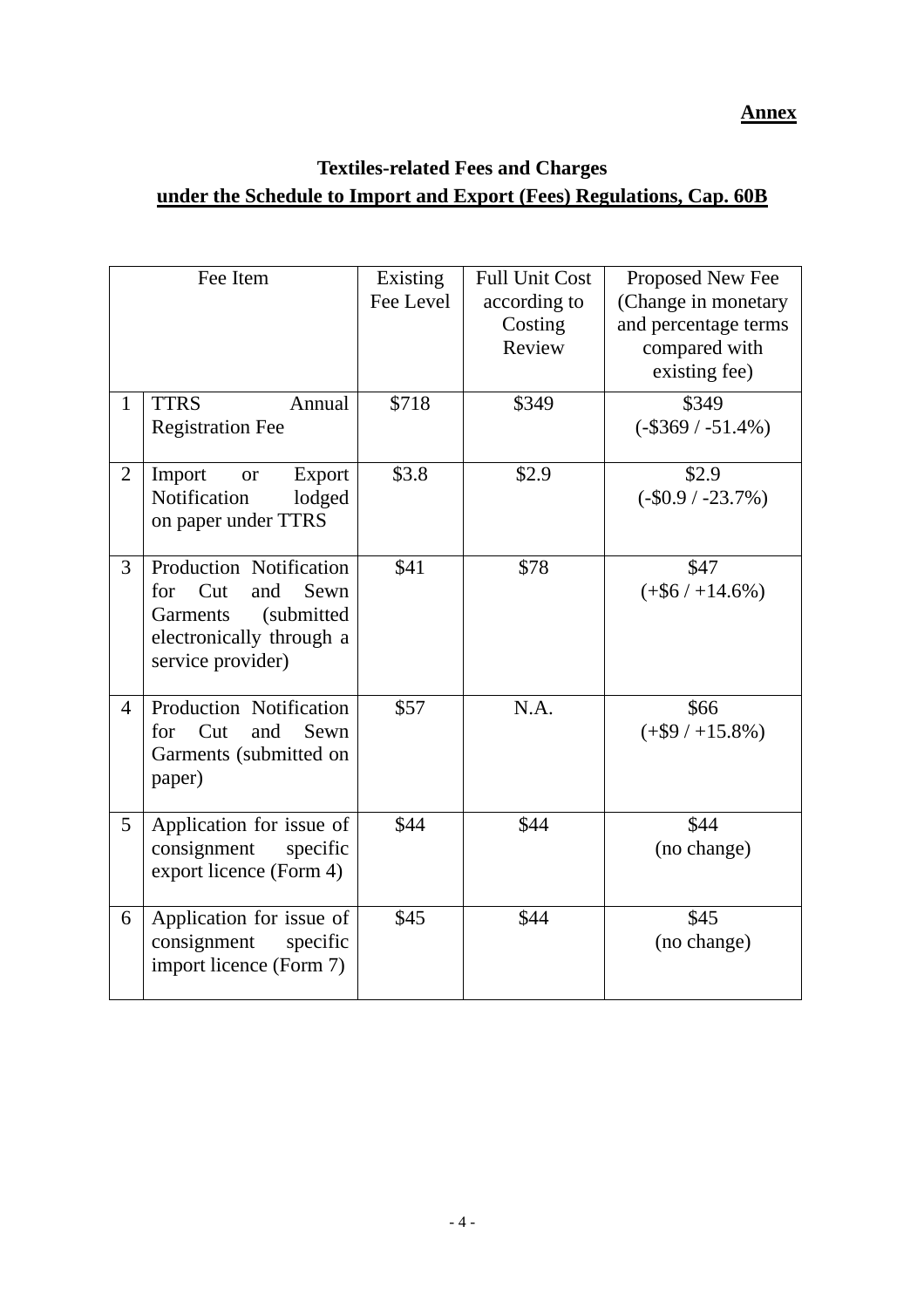**Annex**

# Textiles-related Fees and Charges under the Schedule to Import and Export (Fees) Regulations, Cap. 60B

| Fee Item | | Existing Fee Level | Full Unit Cost according to Costing Review | Proposed New Fee (Change in monetary and percentage terms compared with existing fee) |
|---|---|---|---|---|
| 1 | TTRS Annual Registration Fee | \$718 | \$349 | \$349 (-\$369 / -51.4%) |
| 2 | Import or Export Notification lodged on paper under TTRS | \$3.8 | \$2.9 | \$2.9 (-\$0.9 / -23.7%) |
| 3 | Production Notification for Cut and Sewn Garments (submitted electronically through a service provider) | \$41 | \$78 | \$47 (+\$6 / +14.6%) |
| 4 | Production Notification for Cut and Sewn Garments (submitted on paper) | \$57 | N.A. | \$66 (+\$9 / +15.8%) |
| 5 | Application for issue of consignment specific export licence (Form 4) | \$44 | \$44 | \$44 (no change) |
| 6 | Application for issue of consignment specific import licence (Form 7) | \$45 | \$44 | \$45 (no change) |